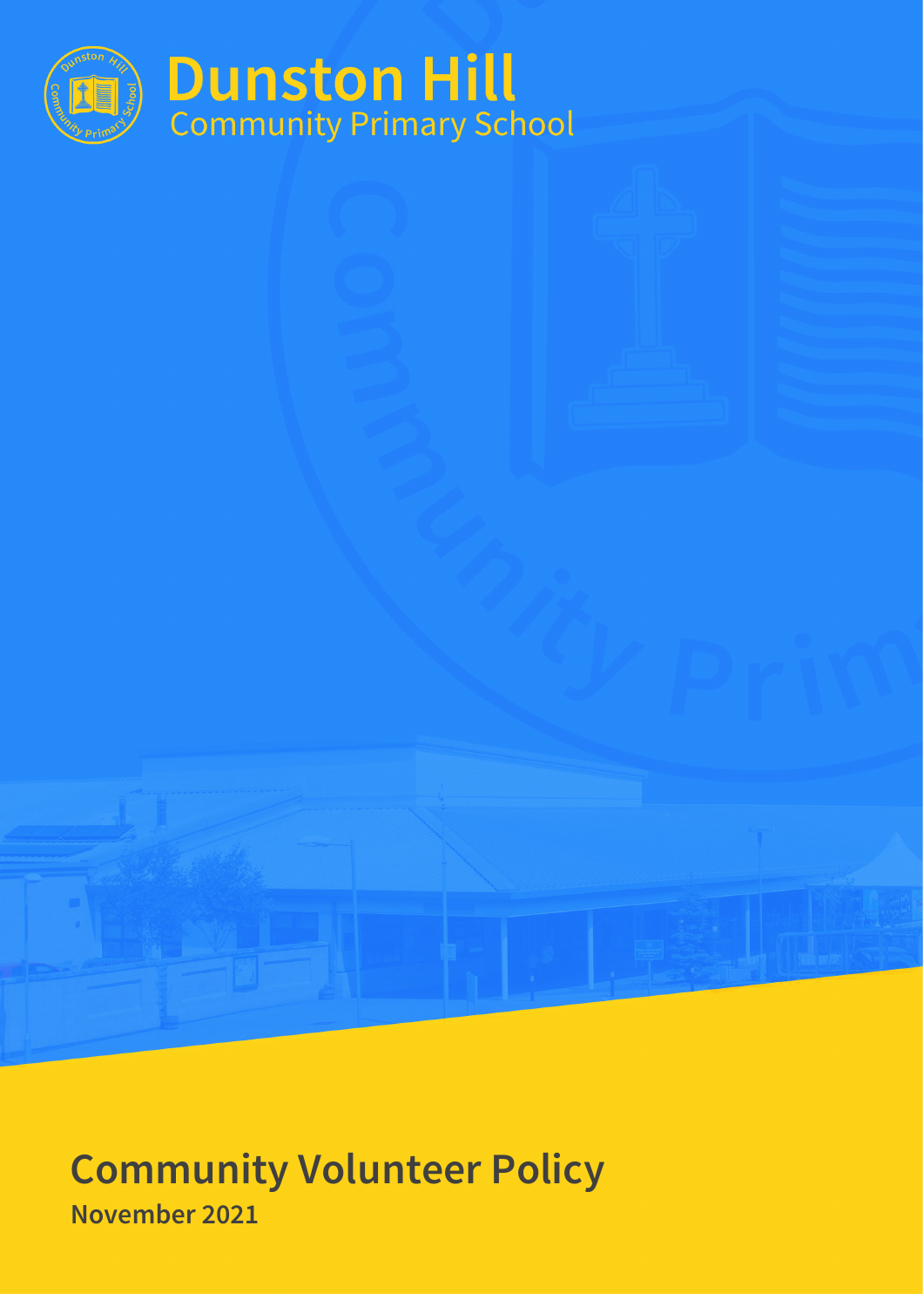# Dunston Hill
Community Primary School

# Community Volunteer Policy

**November 2021**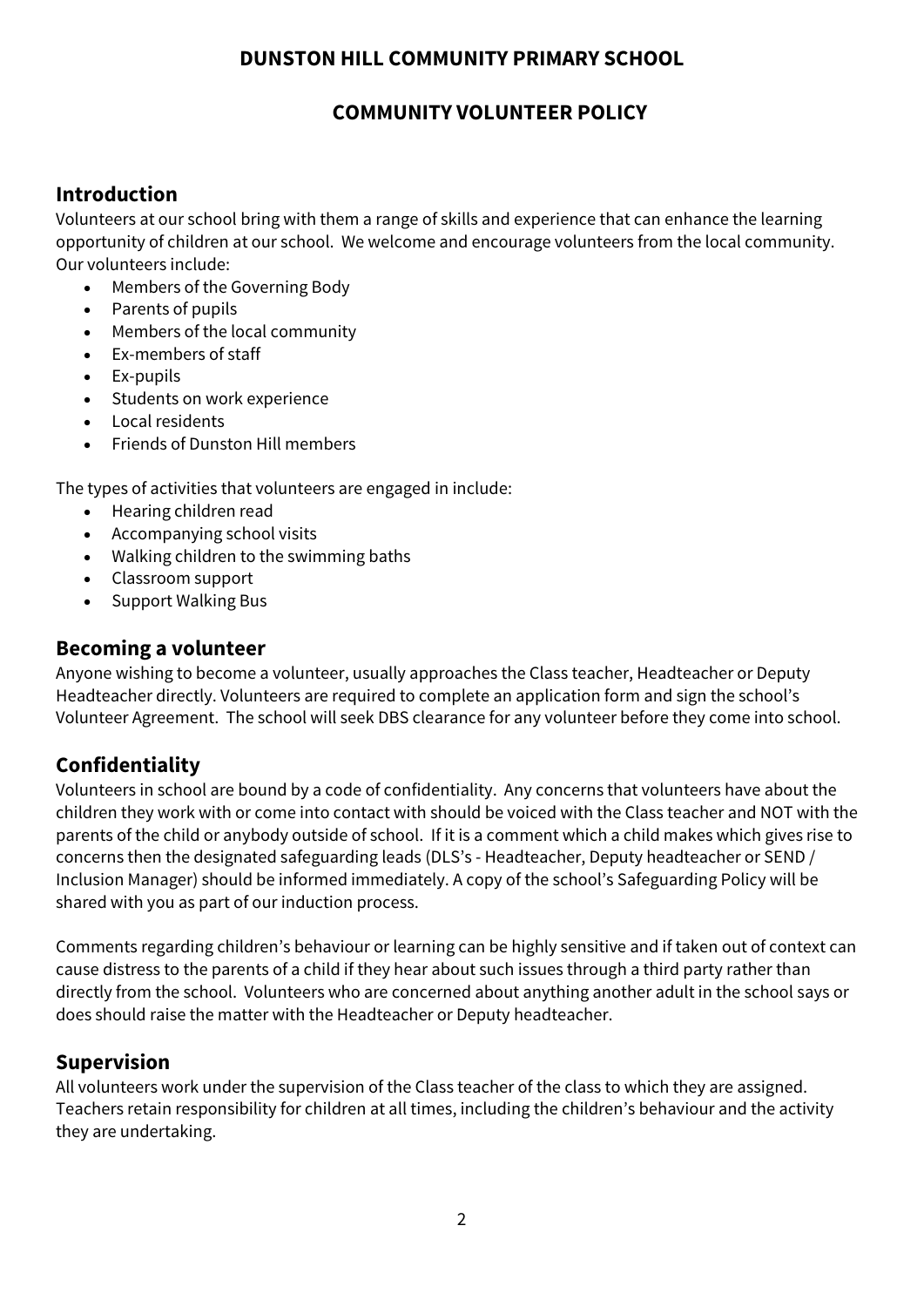**DUNSTON HILL COMMUNITY PRIMARY SCHOOL**

**COMMUNITY VOLUNTEER POLICY**

## Introduction

Volunteers at our school bring with them a range of skills and experience that can enhance the learning opportunity of children at our school. We welcome and encourage volunteers from the local community. Our volunteers include:

- Members of the Governing Body
- Parents of pupils
- Members of the local community
- Ex-members of staff
- Ex-pupils
- Students on work experience
- Local residents
- Friends of Dunston Hill members

The types of activities that volunteers are engaged in include:

- Hearing children read
- Accompanying school visits
- Walking children to the swimming baths
- Classroom support
- Support Walking Bus

## Becoming a volunteer

Anyone wishing to become a volunteer, usually approaches the Class teacher, Headteacher or Deputy Headteacher directly. Volunteers are required to complete an application form and sign the school's Volunteer Agreement. The school will seek DBS clearance for any volunteer before they come into school.

## Confidentiality

Volunteers in school are bound by a code of confidentiality. Any concerns that volunteers have about the children they work with or come into contact with should be voiced with the Class teacher and NOT with the parents of the child or anybody outside of school. If it is a comment which a child makes which gives rise to concerns then the designated safeguarding leads (DLS's - Headteacher, Deputy headteacher or SEND / Inclusion Manager) should be informed immediately. A copy of the school's Safeguarding Policy will be shared with you as part of our induction process.

Comments regarding children's behaviour or learning can be highly sensitive and if taken out of context can cause distress to the parents of a child if they hear about such issues through a third party rather than directly from the school. Volunteers who are concerned about anything another adult in the school says or does should raise the matter with the Headteacher or Deputy headteacher.

## Supervision

All volunteers work under the supervision of the Class teacher of the class to which they are assigned. Teachers retain responsibility for children at all times, including the children's behaviour and the activity they are undertaking.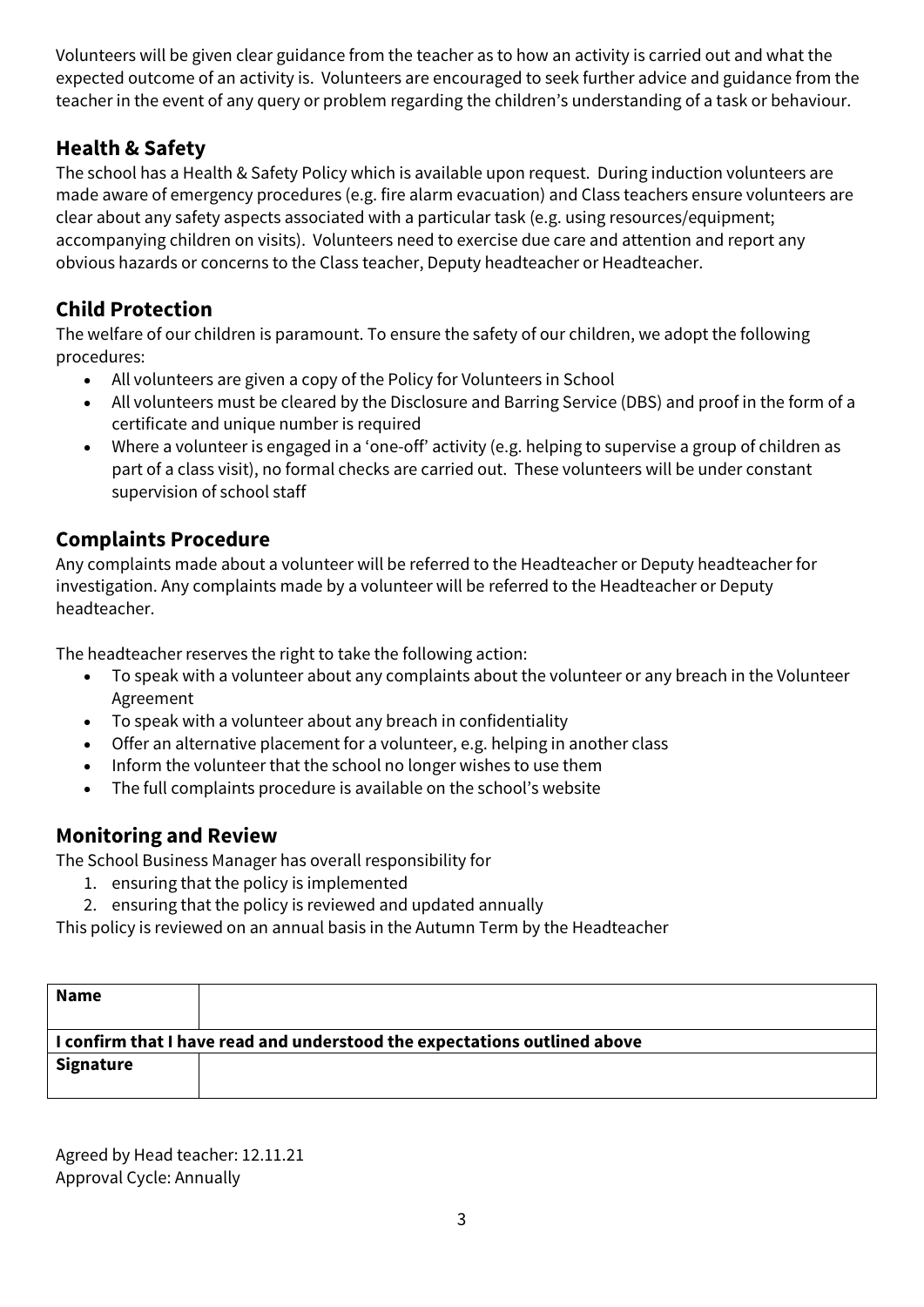Volunteers will be given clear guidance from the teacher as to how an activity is carried out and what the expected outcome of an activity is. Volunteers are encouraged to seek further advice and guidance from the teacher in the event of any query or problem regarding the children's understanding of a task or behaviour.

## Health & Safety

The school has a Health & Safety Policy which is available upon request. During induction volunteers are made aware of emergency procedures (e.g. fire alarm evacuation) and Class teachers ensure volunteers are clear about any safety aspects associated with a particular task (e.g. using resources/equipment; accompanying children on visits). Volunteers need to exercise due care and attention and report any obvious hazards or concerns to the Class teacher, Deputy headteacher or Headteacher.

## Child Protection

The welfare of our children is paramount. To ensure the safety of our children, we adopt the following procedures:

- All volunteers are given a copy of the Policy for Volunteers in School
- All volunteers must be cleared by the Disclosure and Barring Service (DBS) and proof in the form of a certificate and unique number is required
- Where a volunteer is engaged in a 'one-off' activity (e.g. helping to supervise a group of children as part of a class visit), no formal checks are carried out. These volunteers will be under constant supervision of school staff

## Complaints Procedure

Any complaints made about a volunteer will be referred to the Headteacher or Deputy headteacher for investigation. Any complaints made by a volunteer will be referred to the Headteacher or Deputy headteacher.

The headteacher reserves the right to take the following action:

- To speak with a volunteer about any complaints about the volunteer or any breach in the Volunteer Agreement
- To speak with a volunteer about any breach in confidentiality
- Offer an alternative placement for a volunteer, e.g. helping in another class
- Inform the volunteer that the school no longer wishes to use them
- The full complaints procedure is available on the school's website

## Monitoring and Review

The School Business Manager has overall responsibility for

1. ensuring that the policy is implemented
2. ensuring that the policy is reviewed and updated annually

This policy is reviewed on an annual basis in the Autumn Term by the Headteacher

| | |
|---|---|
| **Name** | |
| **I confirm that I have read and understood the expectations outlined above** | |
| **Signature** | |

Agreed by Head teacher: 12.11.21
Approval Cycle: Annually